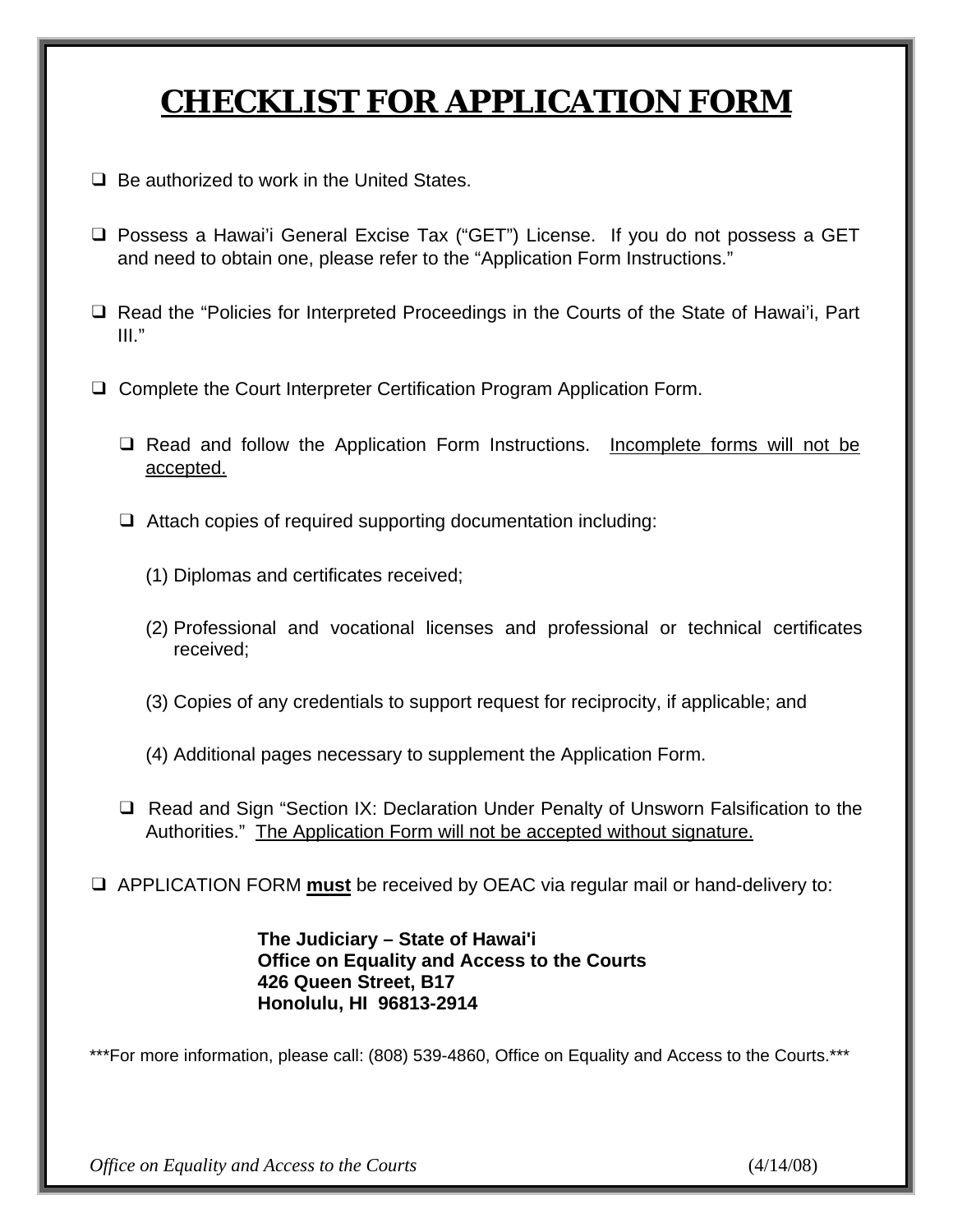# CHECKLIST FOR APPLICATION FORM

- ☐ Be authorized to work in the United States.
- ☐ Possess a Hawai'i General Excise Tax ("GET") License. If you do not possess a GET and need to obtain one, please refer to the "Application Form Instructions."
- ☐ Read the "Policies for Interpreted Proceedings in the Courts of the State of Hawai'i, Part III."
- ☐ Complete the Court Interpreter Certification Program Application Form.
  - ☐ Read and follow the Application Form Instructions. <u>Incomplete forms will not be accepted.</u>
  - ☐ Attach copies of required supporting documentation including:
    1. Diplomas and certificates received;
    2. Professional and vocational licenses and professional or technical certificates received;
    3. Copies of any credentials to support request for reciprocity, if applicable; and
    4. Additional pages necessary to supplement the Application Form.
  - ☐ Read and Sign "Section IX: Declaration Under Penalty of Unsworn Falsification to the Authorities." <u>The Application Form will not be accepted without signature.</u>
- ☐ APPLICATION FORM **<u>must</u>** be received by OEAC via regular mail or hand-delivery to:

**The Judiciary – State of Hawai'i**
**Office on Equality and Access to the Courts**
**426 Queen Street, B17**
**Honolulu, HI 96813-2914**

***For more information, please call: (808) 539-4860, Office on Equality and Access to the Courts.***

*Office on Equality and Access to the Courts* (4/14/08)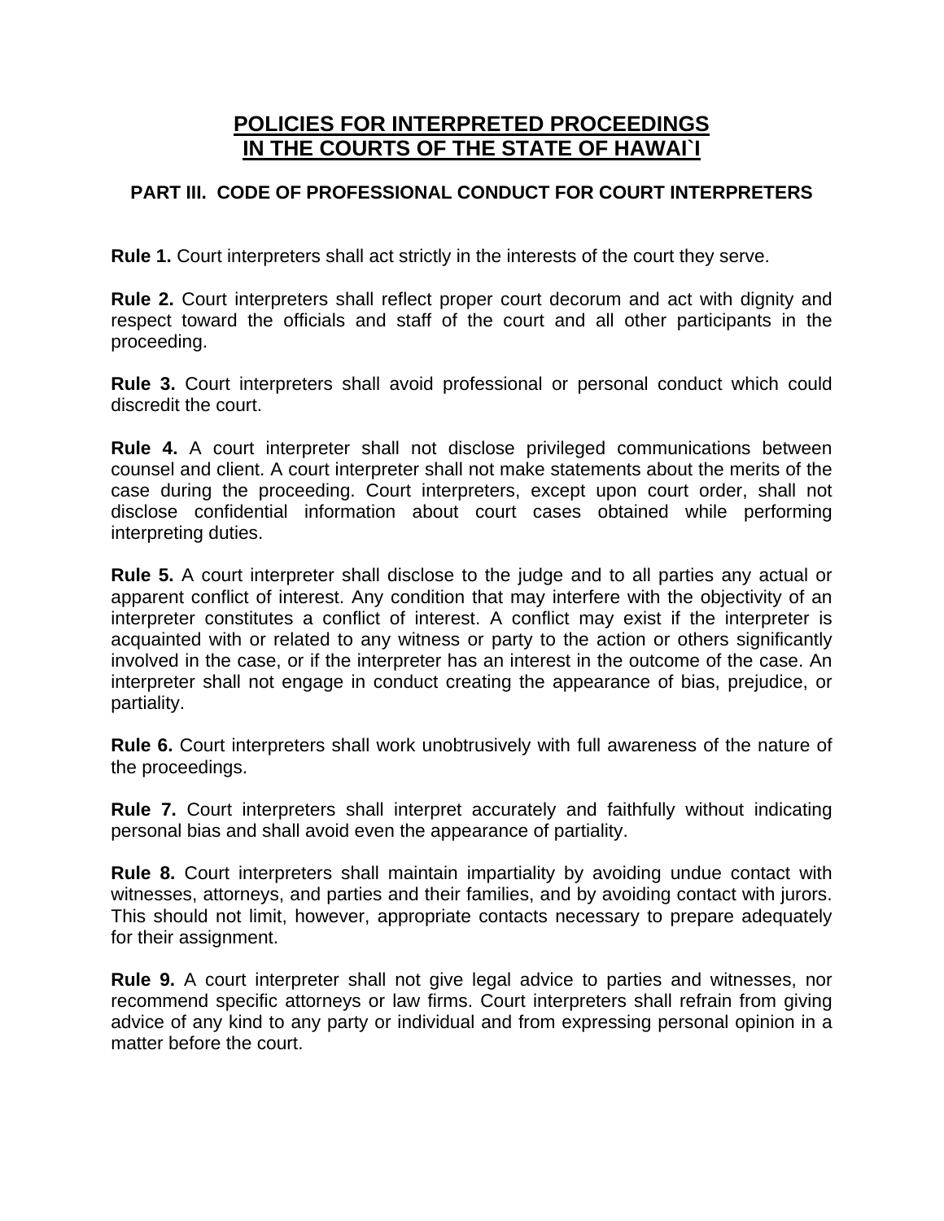# POLICIES FOR INTERPRETED PROCEEDINGS IN THE COURTS OF THE STATE OF HAWAI`I

## PART III. CODE OF PROFESSIONAL CONDUCT FOR COURT INTERPRETERS

**Rule 1.** Court interpreters shall act strictly in the interests of the court they serve.

**Rule 2.** Court interpreters shall reflect proper court decorum and act with dignity and respect toward the officials and staff of the court and all other participants in the proceeding.

**Rule 3.** Court interpreters shall avoid professional or personal conduct which could discredit the court.

**Rule 4.** A court interpreter shall not disclose privileged communications between counsel and client. A court interpreter shall not make statements about the merits of the case during the proceeding. Court interpreters, except upon court order, shall not disclose confidential information about court cases obtained while performing interpreting duties.

**Rule 5.** A court interpreter shall disclose to the judge and to all parties any actual or apparent conflict of interest. Any condition that may interfere with the objectivity of an interpreter constitutes a conflict of interest. A conflict may exist if the interpreter is acquainted with or related to any witness or party to the action or others significantly involved in the case, or if the interpreter has an interest in the outcome of the case. An interpreter shall not engage in conduct creating the appearance of bias, prejudice, or partiality.

**Rule 6.** Court interpreters shall work unobtrusively with full awareness of the nature of the proceedings.

**Rule 7.** Court interpreters shall interpret accurately and faithfully without indicating personal bias and shall avoid even the appearance of partiality.

**Rule 8.** Court interpreters shall maintain impartiality by avoiding undue contact with witnesses, attorneys, and parties and their families, and by avoiding contact with jurors. This should not limit, however, appropriate contacts necessary to prepare adequately for their assignment.

**Rule 9.** A court interpreter shall not give legal advice to parties and witnesses, nor recommend specific attorneys or law firms. Court interpreters shall refrain from giving advice of any kind to any party or individual and from expressing personal opinion in a matter before the court.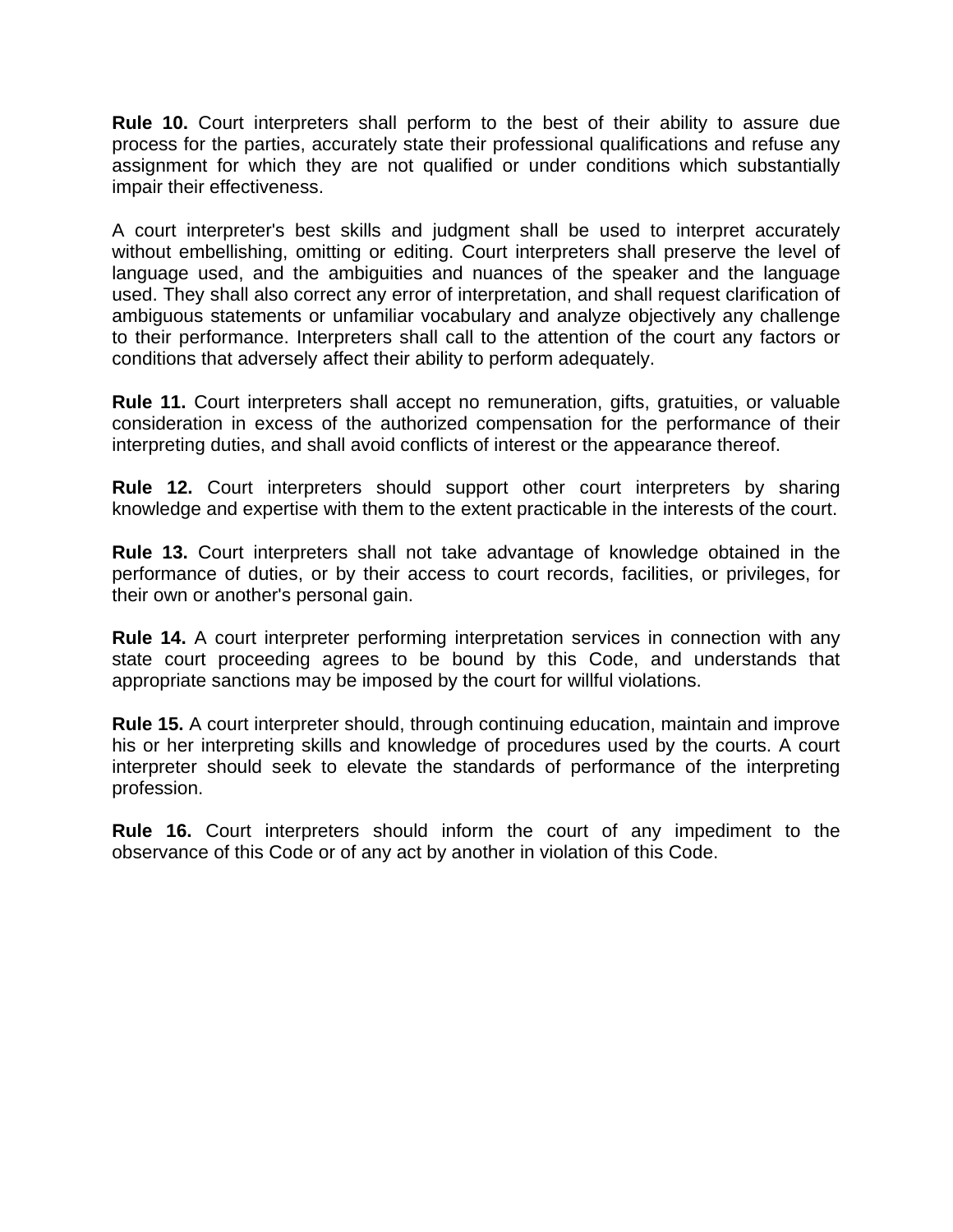**Rule 10.** Court interpreters shall perform to the best of their ability to assure due process for the parties, accurately state their professional qualifications and refuse any assignment for which they are not qualified or under conditions which substantially impair their effectiveness.

A court interpreter's best skills and judgment shall be used to interpret accurately without embellishing, omitting or editing. Court interpreters shall preserve the level of language used, and the ambiguities and nuances of the speaker and the language used. They shall also correct any error of interpretation, and shall request clarification of ambiguous statements or unfamiliar vocabulary and analyze objectively any challenge to their performance. Interpreters shall call to the attention of the court any factors or conditions that adversely affect their ability to perform adequately.

**Rule 11.** Court interpreters shall accept no remuneration, gifts, gratuities, or valuable consideration in excess of the authorized compensation for the performance of their interpreting duties, and shall avoid conflicts of interest or the appearance thereof.

**Rule 12.** Court interpreters should support other court interpreters by sharing knowledge and expertise with them to the extent practicable in the interests of the court.

**Rule 13.** Court interpreters shall not take advantage of knowledge obtained in the performance of duties, or by their access to court records, facilities, or privileges, for their own or another's personal gain.

**Rule 14.** A court interpreter performing interpretation services in connection with any state court proceeding agrees to be bound by this Code, and understands that appropriate sanctions may be imposed by the court for willful violations.

**Rule 15.** A court interpreter should, through continuing education, maintain and improve his or her interpreting skills and knowledge of procedures used by the courts. A court interpreter should seek to elevate the standards of performance of the interpreting profession.

**Rule 16.** Court interpreters should inform the court of any impediment to the observance of this Code or of any act by another in violation of this Code.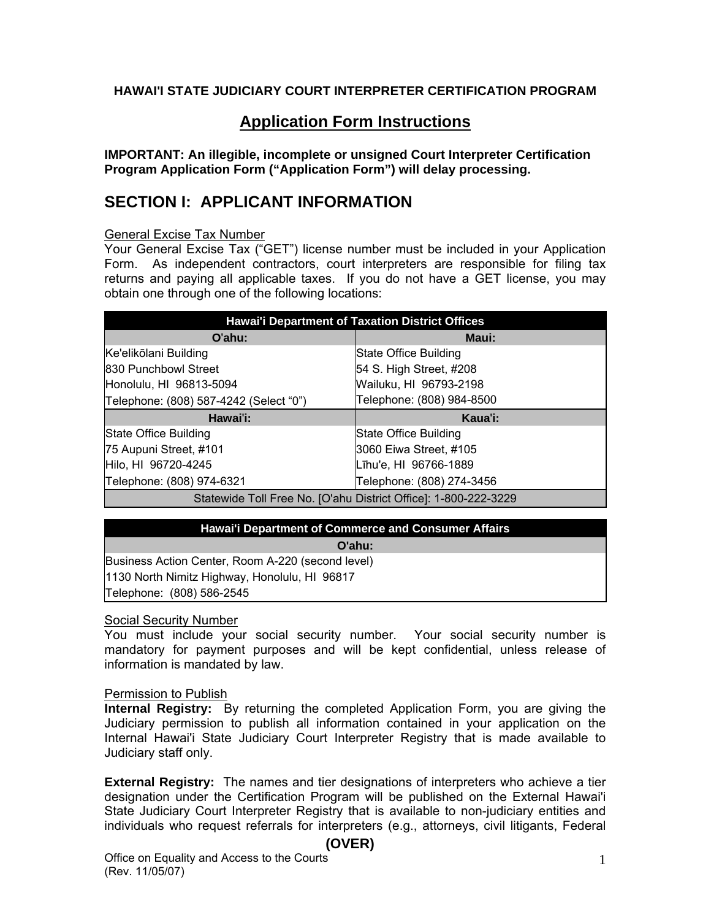**HAWAI'I STATE JUDICIARY COURT INTERPRETER CERTIFICATION PROGRAM**

# Application Form Instructions

**IMPORTANT: An illegible, incomplete or unsigned Court Interpreter Certification Program Application Form ("Application Form") will delay processing.**

## SECTION I: APPLICANT INFORMATION

General Excise Tax Number

Your General Excise Tax ("GET") license number must be included in your Application Form. As independent contractors, court interpreters are responsible for filing tax returns and paying all applicable taxes. If you do not have a GET license, you may obtain one through one of the following locations:

| Hawai'i Department of Taxation District Offices | |
|---|---|
| **O'ahu:** | **Maui:** |
| Ke'elikōlani Building | State Office Building |
| 830 Punchbowl Street | 54 S. High Street, #208 |
| Honolulu, HI 96813-5094 | Wailuku, HI 96793-2198 |
| Telephone: (808) 587-4242 (Select "0") | Telephone: (808) 984-8500 |
| **Hawai'i:** | **Kaua'i:** |
| State Office Building | State Office Building |
| 75 Aupuni Street, #101 | 3060 Eiwa Street, #105 |
| Hilo, HI 96720-4245 | Līhu'e, HI 96766-1889 |
| Telephone: (808) 974-6321 | Telephone: (808) 274-3456 |
| Statewide Toll Free No. [O'ahu District Office]: 1-800-222-3229 | |

| Hawai'i Department of Commerce and Consumer Affairs |
|---|
| **O'ahu:** |
| Business Action Center, Room A-220 (second level) |
| 1130 North Nimitz Highway, Honolulu, HI 96817 |
| Telephone: (808) 586-2545 |

Social Security Number

You must include your social security number. Your social security number is mandatory for payment purposes and will be kept confidential, unless release of information is mandated by law.

Permission to Publish

**Internal Registry:** By returning the completed Application Form, you are giving the Judiciary permission to publish all information contained in your application on the Internal Hawai'i State Judiciary Court Interpreter Registry that is made available to Judiciary staff only.

**External Registry:** The names and tier designations of interpreters who achieve a tier designation under the Certification Program will be published on the External Hawai'i State Judiciary Court Interpreter Registry that is available to non-judiciary entities and individuals who request referrals for interpreters (e.g., attorneys, civil litigants, Federal

**(OVER)**

Office on Equality and Access to the Courts
(Rev. 11/05/07)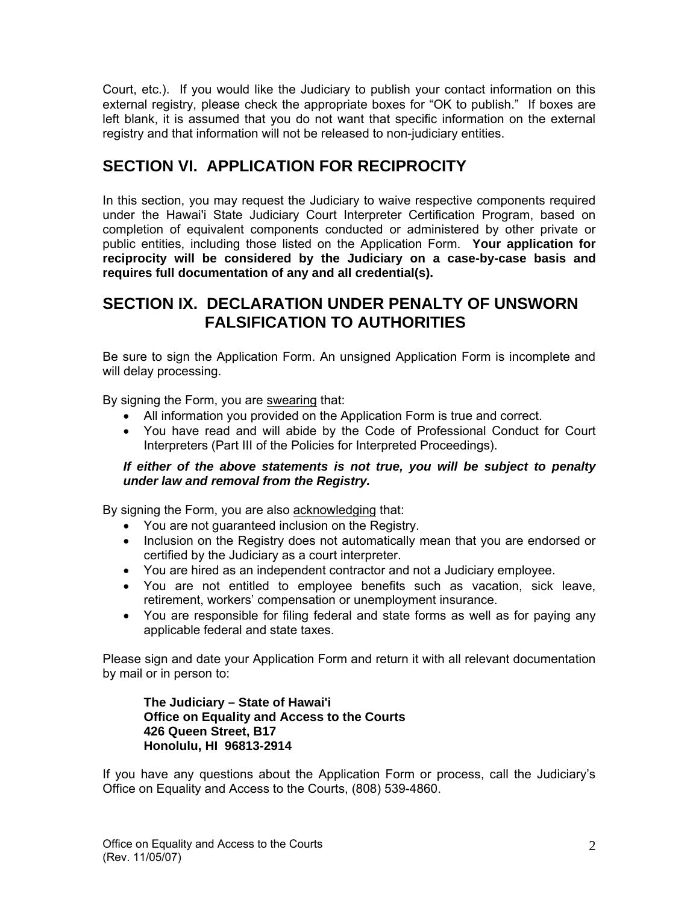Court, etc.). If you would like the Judiciary to publish your contact information on this external registry, please check the appropriate boxes for "OK to publish." If boxes are left blank, it is assumed that you do not want that specific information on the external registry and that information will not be released to non-judiciary entities.

## SECTION VI. APPLICATION FOR RECIPROCITY

In this section, you may request the Judiciary to waive respective components required under the Hawai'i State Judiciary Court Interpreter Certification Program, based on completion of equivalent components conducted or administered by other private or public entities, including those listed on the Application Form. **Your application for reciprocity will be considered by the Judiciary on a case-by-case basis and requires full documentation of any and all credential(s).**

## SECTION IX. DECLARATION UNDER PENALTY OF UNSWORN FALSIFICATION TO AUTHORITIES

Be sure to sign the Application Form. An unsigned Application Form is incomplete and will delay processing.

By signing the Form, you are <u>swearing</u> that:

- All information you provided on the Application Form is true and correct.
- You have read and will abide by the Code of Professional Conduct for Court Interpreters (Part III of the Policies for Interpreted Proceedings).

***If either of the above statements is not true, you will be subject to penalty under law and removal from the Registry.***

By signing the Form, you are also <u>acknowledging</u> that:

- You are not guaranteed inclusion on the Registry.
- Inclusion on the Registry does not automatically mean that you are endorsed or certified by the Judiciary as a court interpreter.
- You are hired as an independent contractor and not a Judiciary employee.
- You are not entitled to employee benefits such as vacation, sick leave, retirement, workers' compensation or unemployment insurance.
- You are responsible for filing federal and state forms as well as for paying any applicable federal and state taxes.

Please sign and date your Application Form and return it with all relevant documentation by mail or in person to:

> **The Judiciary – State of Hawai'i**
> **Office on Equality and Access to the Courts**
> **426 Queen Street, B17**
> **Honolulu, HI 96813-2914**

If you have any questions about the Application Form or process, call the Judiciary's Office on Equality and Access to the Courts, (808) 539-4860.

Office on Equality and Access to the Courts
(Rev. 11/05/07)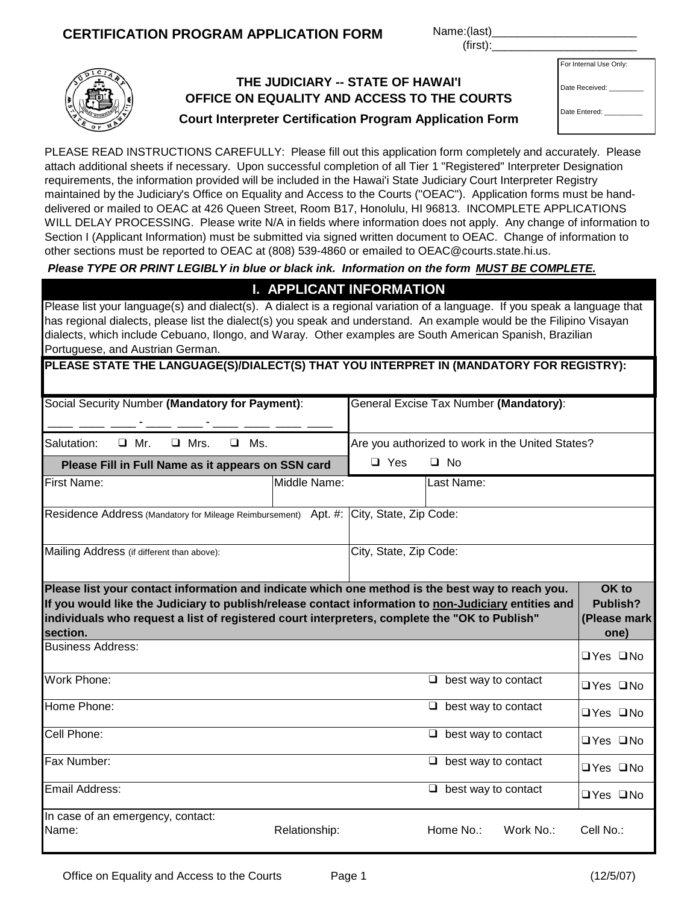**CERTIFICATION PROGRAM APPLICATION FORM**

Name:(last)_______________________

(first):_______________________

| For Internal Use Only: |
|---|
| Date Received: ________ |
| Date Entered: _________ |

## THE JUDICIARY -- STATE OF HAWAI'I
## OFFICE ON EQUALITY AND ACCESS TO THE COURTS
### Court Interpreter Certification Program Application Form

PLEASE READ INSTRUCTIONS CAREFULLY: Please fill out this application form completely and accurately. Please attach additional sheets if necessary. Upon successful completion of all Tier 1 "Registered" Interpreter Designation requirements, the information provided will be included in the Hawai'i State Judiciary Court Interpreter Registry maintained by the Judiciary's Office on Equality and Access to the Courts ("OEAC"). Application forms must be hand-delivered or mailed to OEAC at 426 Queen Street, Room B17, Honolulu, HI 96813. INCOMPLETE APPLICATIONS WILL DELAY PROCESSING. Please write N/A in fields where information does not apply. Any change of information to Section I (Applicant Information) must be submitted via signed written document to OEAC. Change of information to other sections must be reported to OEAC at (808) 539-4860 or emailed to OEAC@courts.state.hi.us.

***Please TYPE OR PRINT LEGIBLY in blue or black ink. Information on the form MUST BE COMPLETE.***

## I. APPLICANT INFORMATION

Please list your language(s) and dialect(s). A dialect is a regional variation of a language. If you speak a language that has regional dialects, please list the dialect(s) you speak and understand. An example would be the Filipino Visayan dialects, which include Cebuano, Ilongo, and Waray. Other examples are South American Spanish, Brazilian Portuguese, and Austrian German.

**PLEASE STATE THE LANGUAGE(S)/DIALECT(S) THAT YOU INTERPRET IN (MANDATORY FOR REGISTRY):**

| Social Security Number **(Mandatory for Payment)**: ___ ___ ___ - ___ ___ - ___ ___ ___ ___ | General Excise Tax Number **(Mandatory)**: |
|---|---|
| Salutation: ❑ Mr. ❑ Mrs. ❑ Ms. | Are you authorized to work in the United States? |
| **Please Fill in Full Name as it appears on SSN card** | ❑ Yes ❑ No |

| First Name: | Middle Name: | Last Name: |
|---|---|---|

| Residence Address (Mandatory for Mileage Reimbursement) Apt. #: | City, State, Zip Code: |
|---|---|
| Mailing Address (if different than above): | City, State, Zip Code: |

| **Please list your contact information and indicate which one method is the best way to reach you. If you would like the Judiciary to publish/release contact information to non-Judiciary entities and individuals who request a list of registered court interpreters, complete the "OK to Publish" section.** | | **OK to Publish? (Please mark one)** |
|---|---|---|
| Business Address: | | ❑Yes ❑No |
| Work Phone: | ❑ best way to contact | ❑Yes ❑No |
| Home Phone: | ❑ best way to contact | ❑Yes ❑No |
| Cell Phone: | ❑ best way to contact | ❑Yes ❑No |
| Fax Number: | ❑ best way to contact | ❑Yes ❑No |
| Email Address: | ❑ best way to contact | ❑Yes ❑No |

| In case of an emergency, contact: Name: | Relationship: | Home No.: | Work No.: | Cell No.: |
|---|---|---|---|---|

Office on Equality and Access to the Courts (12/5/07)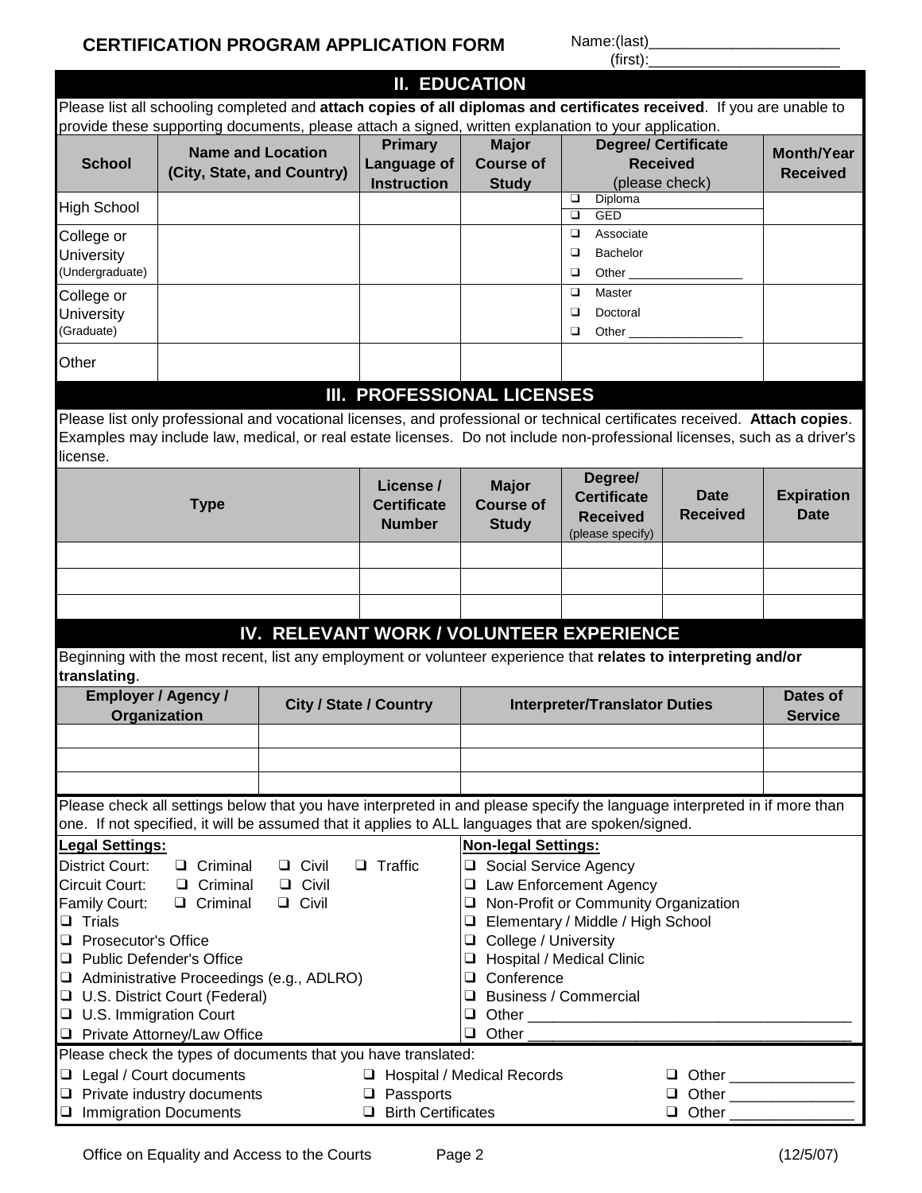## CERTIFICATION PROGRAM APPLICATION FORM

Name:(last)______________________
(first):______________________

## II. EDUCATION

Please list all schooling completed and **attach copies of all diplomas and certificates received**. If you are unable to provide these supporting documents, please attach a signed, written explanation to your application.

| School | Name and Location (City, State, and Country) | Primary Language of Instruction | Major Course of Study | Degree/ Certificate Received (please check) | Month/Year Received |
|---|---|---|---|---|---|
| High School | | | | ❑ Diploma<br>❑ GED | |
| College or University (Undergraduate) | | | | ❑ Associate<br>❑ Bachelor<br>❑ Other ________________ | |
| College or University (Graduate) | | | | ❑ Master<br>❑ Doctoral<br>❑ Other ________________ | |
| Other | | | | | |

## III. PROFESSIONAL LICENSES

Please list only professional and vocational licenses, and professional or technical certificates received. **Attach copies**. Examples may include law, medical, or real estate licenses. Do not include non-professional licenses, such as a driver's license.

| Type | License / Certificate Number | Major Course of Study | Degree/ Certificate Received (please specify) | Date Received | Expiration Date |
|---|---|---|---|---|---|
| | | | | | |
| | | | | | |
| | | | | | |

## IV. RELEVANT WORK / VOLUNTEER EXPERIENCE

Beginning with the most recent, list any employment or volunteer experience that **relates to interpreting and/or translating**.

| Employer / Agency / Organization | City / State / Country | Interpreter/Translator Duties | Dates of Service |
|---|---|---|---|
| | | | |
| | | | |
| | | | |

Please check all settings below that you have interpreted in and please specify the language interpreted in if more than one. If not specified, it will be assumed that it applies to ALL languages that are spoken/signed.

**Legal Settings:**

District Court: ❑ Criminal ❑ Civil ❑ Traffic
Circuit Court: ❑ Criminal ❑ Civil
Family Court: ❑ Criminal ❑ Civil

- ❑ Trials
- ❑ Prosecutor's Office
- ❑ Public Defender's Office
- ❑ Administrative Proceedings (e.g., ADLRO)
- ❑ U.S. District Court (Federal)
- ❑ U.S. Immigration Court
- ❑ Private Attorney/Law Office

**Non-legal Settings:**

- ❑ Social Service Agency
- ❑ Law Enforcement Agency
- ❑ Non-Profit or Community Organization
- ❑ Elementary / Middle / High School
- ❑ College / University
- ❑ Hospital / Medical Clinic
- ❑ Conference
- ❑ Business / Commercial
- ❑ Other ______________________________________
- ❑ Other ______________________________________

Please check the types of documents that you have translated:

- ❑ Legal / Court documents
- ❑ Private industry documents
- ❑ Immigration Documents
- ❑ Hospital / Medical Records
- ❑ Passports
- ❑ Birth Certificates
- ❑ Other _______________
- ❑ Other _______________
- ❑ Other _______________

Office on Equality and Access to the Courts (12/5/07)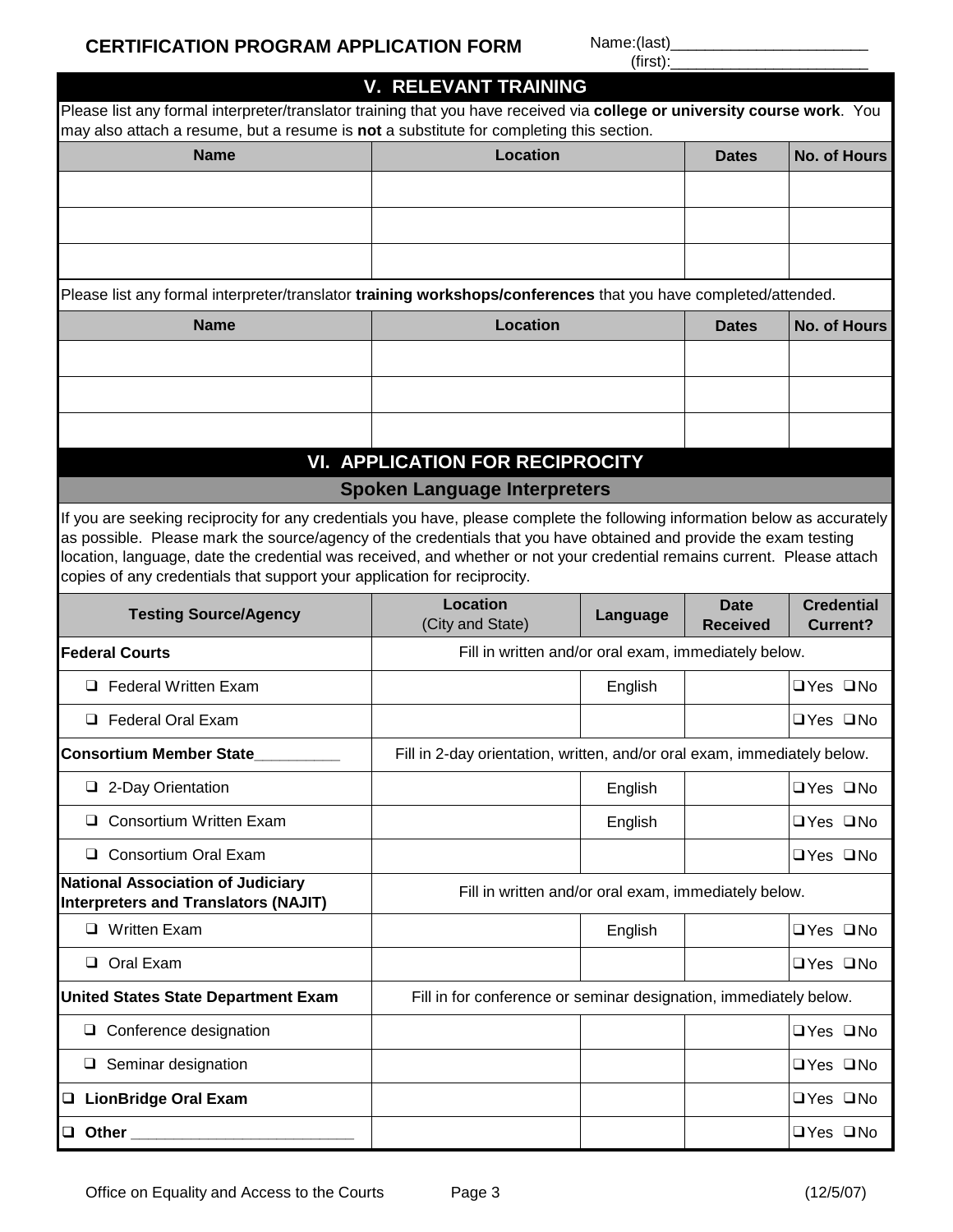**CERTIFICATION PROGRAM APPLICATION FORM**

Name:(last)_______________________
(first):_______________________

## V. RELEVANT TRAINING

Please list any formal interpreter/translator training that you have received via **college or university course work**. You may also attach a resume, but a resume is **not** a substitute for completing this section.

| Name | Location | Dates | No. of Hours |
|---|---|---|---|
| | | | |
| | | | |
| | | | |

Please list any formal interpreter/translator **training workshops/conferences** that you have completed/attended.

| Name | Location | Dates | No. of Hours |
|---|---|---|---|
| | | | |
| | | | |
| | | | |

## VI. APPLICATION FOR RECIPROCITY

### Spoken Language Interpreters

If you are seeking reciprocity for any credentials you have, please complete the following information below as accurately as possible. Please mark the source/agency of the credentials that you have obtained and provide the exam testing location, language, date the credential was received, and whether or not your credential remains current. Please attach copies of any credentials that support your application for reciprocity.

| Testing Source/Agency | Location (City and State) | Language | Date Received | Credential Current? |
|---|---|---|---|---|
| **Federal Courts** | Fill in written and/or oral exam, immediately below. | | | |
| ❑ Federal Written Exam | | English | | ❑Yes ❑No |
| ❑ Federal Oral Exam | | | | ❑Yes ❑No |
| **Consortium Member State__________** | Fill in 2-day orientation, written, and/or oral exam, immediately below. | | | |
| ❑ 2-Day Orientation | | English | | ❑Yes ❑No |
| ❑ Consortium Written Exam | | English | | ❑Yes ❑No |
| ❑ Consortium Oral Exam | | | | ❑Yes ❑No |
| **National Association of Judiciary Interpreters and Translators (NAJIT)** | Fill in written and/or oral exam, immediately below. | | | |
| ❑ Written Exam | | English | | ❑Yes ❑No |
| ❑ Oral Exam | | | | ❑Yes ❑No |
| **United States State Department Exam** | Fill in for conference or seminar designation, immediately below. | | | |
| ❑ Conference designation | | | | ❑Yes ❑No |
| ❑ Seminar designation | | | | ❑Yes ❑No |
| ❑ **LionBridge Oral Exam** | | | | ❑Yes ❑No |
| ❑ **Other** __________________________ | | | | ❑Yes ❑No |

Office on Equality and Access to the Courts (12/5/07)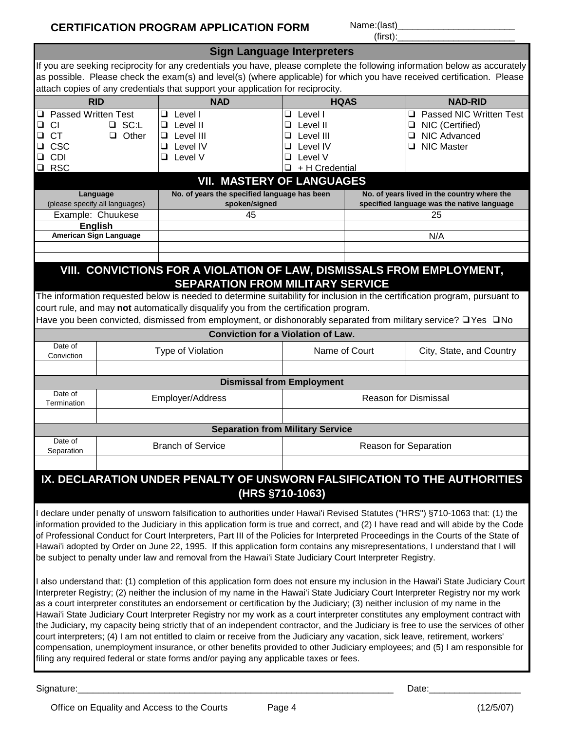**CERTIFICATION PROGRAM APPLICATION FORM**

Name:(last)_______________________
(first):_______________________

## Sign Language Interpreters

If you are seeking reciprocity for any credentials you have, please complete the following information below as accurately as possible. Please check the exam(s) and level(s) (where applicable) for which you have received certification. Please attach copies of any credentials that support your application for reciprocity.

| RID | | NAD | HQAS | NAD-RID |
|---|---|---|---|---|
| ❑ Passed Written Test | | ❑ Level I | ❑ Level I | ❑ Passed NIC Written Test |
| ❑ CI | ❑ SC:L | ❑ Level II | ❑ Level II | ❑ NIC (Certified) |
| ❑ CT | ❑ Other | ❑ Level III | ❑ Level III | ❑ NIC Advanced |
| ❑ CSC | | ❑ Level IV | ❑ Level IV | ❑ NIC Master |
| ❑ CDI | | ❑ Level V | ❑ Level V | |
| ❑ RSC | | | ❑ + H Credential | |

## VII. MASTERY OF LANGUAGES

| Language (please specify all languages) | No. of years the specified language has been spoken/signed | No. of years lived in the country where the specified language was the native language |
|---|---|---|
| Example: Chuukese | 45 | 25 |
| **English** | | |
| **American Sign Language** | | N/A |
| | | |
| | | |

## VIII. CONVICTIONS FOR A VIOLATION OF LAW, DISMISSALS FROM EMPLOYMENT, SEPARATION FROM MILITARY SERVICE

The information requested below is needed to determine suitability for inclusion in the certification program, pursuant to court rule, and may **not** automatically disqualify you from the certification program.

Have you been convicted, dismissed from employment, or dishonorably separated from military service? ❑Yes ❑No

**Conviction for a Violation of Law.**

| Date of Conviction | Type of Violation | Name of Court | City, State, and Country |
|---|---|---|---|
| | | | |

**Dismissal from Employment**

| Date of Termination | Employer/Address | Reason for Dismissal |
|---|---|---|
| | | |

**Separation from Military Service**

| Date of Separation | Branch of Service | Reason for Separation |
|---|---|---|
| | | |

## IX. DECLARATION UNDER PENALTY OF UNSWORN FALSIFICATION TO THE AUTHORITIES (HRS §710-1063)

I declare under penalty of unsworn falsification to authorities under Hawai'i Revised Statutes ("HRS") §710-1063 that: (1) the information provided to the Judiciary in this application form is true and correct, and (2) I have read and will abide by the Code of Professional Conduct for Court Interpreters, Part III of the Policies for Interpreted Proceedings in the Courts of the State of Hawai'i adopted by Order on June 22, 1995. If this application form contains any misrepresentations, I understand that I will be subject to penalty under law and removal from the Hawai'i State Judiciary Court Interpreter Registry.

I also understand that: (1) completion of this application form does not ensure my inclusion in the Hawai'i State Judiciary Court Interpreter Registry; (2) neither the inclusion of my name in the Hawai'i State Judiciary Court Interpreter Registry nor my work as a court interpreter constitutes an endorsement or certification by the Judiciary; (3) neither inclusion of my name in the Hawai'i State Judiciary Court Interpreter Registry nor my work as a court interpreter constitutes any employment contract with the Judiciary, my capacity being strictly that of an independent contractor, and the Judiciary is free to use the services of other court interpreters; (4) I am not entitled to claim or receive from the Judiciary any vacation, sick leave, retirement, workers' compensation, unemployment insurance, or other benefits provided to other Judiciary employees; and (5) I am responsible for filing any required federal or state forms and/or paying any applicable taxes or fees.

Signature:_______________________________________________________ Date:__________________

Office on Equality and Access to the Courts (12/5/07)